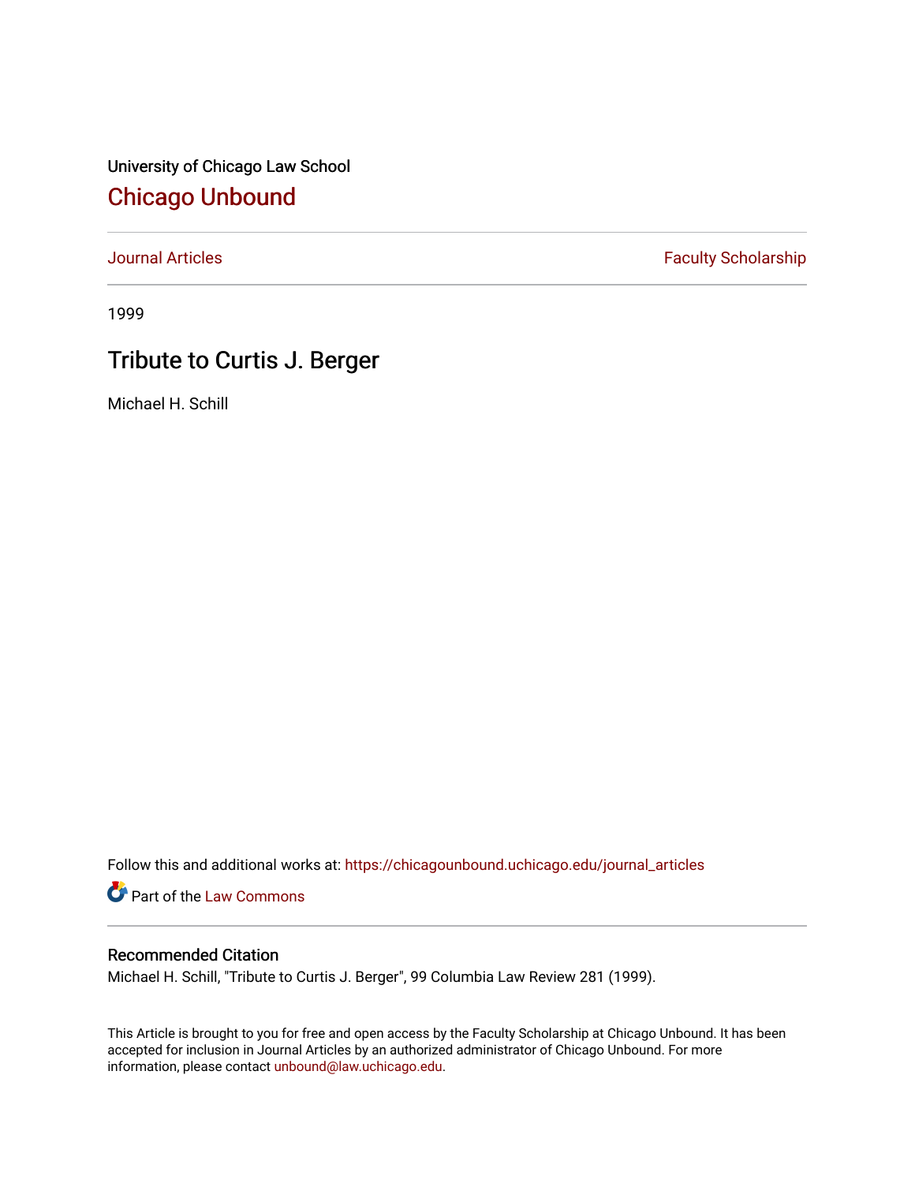University of Chicago Law School

## Chicago Unbound

Journal Articles | Faculty Scholarship

1999

# Tribute to Curtis J. Berger

Michael H. Schill

Follow this and additional works at: https://chicagounbound.uchicago.edu/journal_articles

Part of the Law Commons

### Recommended Citation

Michael H. Schill, "Tribute to Curtis J. Berger", 99 Columbia Law Review 281 (1999).

This Article is brought to you for free and open access by the Faculty Scholarship at Chicago Unbound. It has been accepted for inclusion in Journal Articles by an authorized administrator of Chicago Unbound. For more information, please contact unbound@law.uchicago.edu.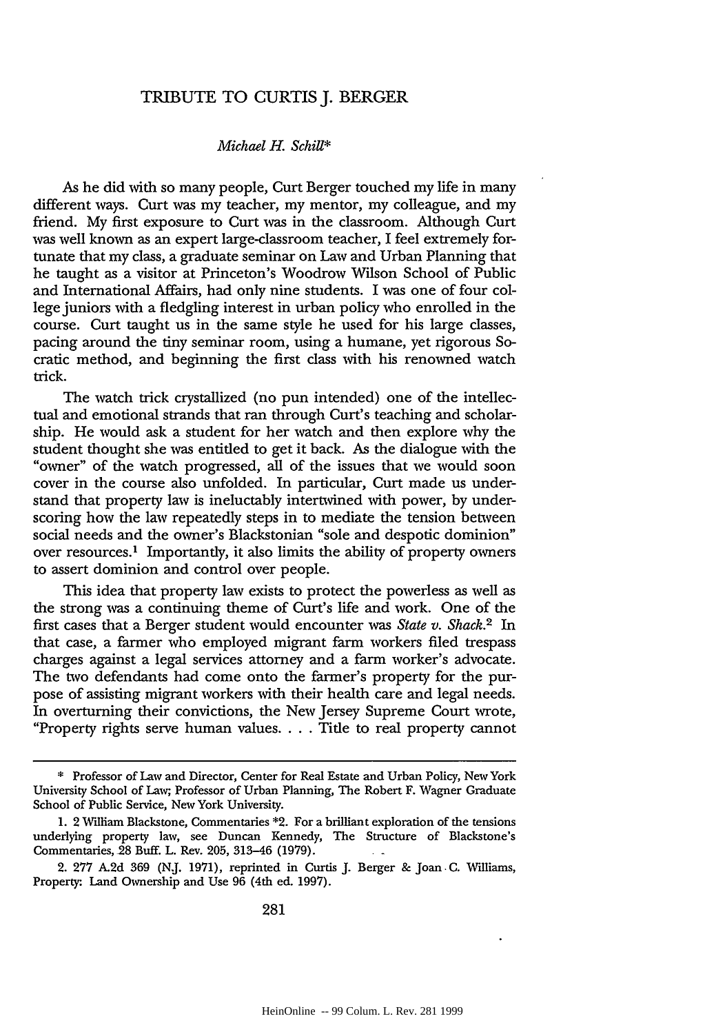# TRIBUTE TO CURTIS J. BERGER

*Michael H. Schill**

As he did with so many people, Curt Berger touched my life in many different ways. Curt was my teacher, my mentor, my colleague, and my friend. My first exposure to Curt was in the classroom. Although Curt was well known as an expert large-classroom teacher, I feel extremely fortunate that my class, a graduate seminar on Law and Urban Planning that he taught as a visitor at Princeton's Woodrow Wilson School of Public and International Affairs, had only nine students. I was one of four college juniors with a fledgling interest in urban policy who enrolled in the course. Curt taught us in the same style he used for his large classes, pacing around the tiny seminar room, using a humane, yet rigorous Socratic method, and beginning the first class with his renowned watch trick.

The watch trick crystallized (no pun intended) one of the intellectual and emotional strands that ran through Curt's teaching and scholarship. He would ask a student for her watch and then explore why the student thought she was entitled to get it back. As the dialogue with the "owner" of the watch progressed, all of the issues that we would soon cover in the course also unfolded. In particular, Curt made us understand that property law is ineluctably intertwined with power, by underscoring how the law repeatedly steps in to mediate the tension between social needs and the owner's Blackstonian "sole and despotic dominion" over resources.[1] Importantly, it also limits the ability of property owners to assert dominion and control over people.

This idea that property law exists to protect the powerless as well as the strong was a continuing theme of Curt's life and work. One of the first cases that a Berger student would encounter was *State v. Shack*.[2] In that case, a farmer who employed migrant farm workers filed trespass charges against a legal services attorney and a farm worker's advocate. The two defendants had come onto the farmer's property for the purpose of assisting migrant workers with their health care and legal needs. In overturning their convictions, the New Jersey Supreme Court wrote, "Property rights serve human values. . . . Title to real property cannot

---

\* Professor of Law and Director, Center for Real Estate and Urban Policy, New York University School of Law; Professor of Urban Planning, The Robert F. Wagner Graduate School of Public Service, New York University.

1. 2 William Blackstone, Commentaries *2. For a brilliant exploration of the tensions underlying property law, see Duncan Kennedy, The Structure of Blackstone's Commentaries, 28 Buff. L. Rev. 205, 313–46 (1979).

2. 277 A.2d 369 (N.J. 1971), reprinted in Curtis J. Berger & Joan C. Williams, Property: Land Ownership and Use 96 (4th ed. 1997).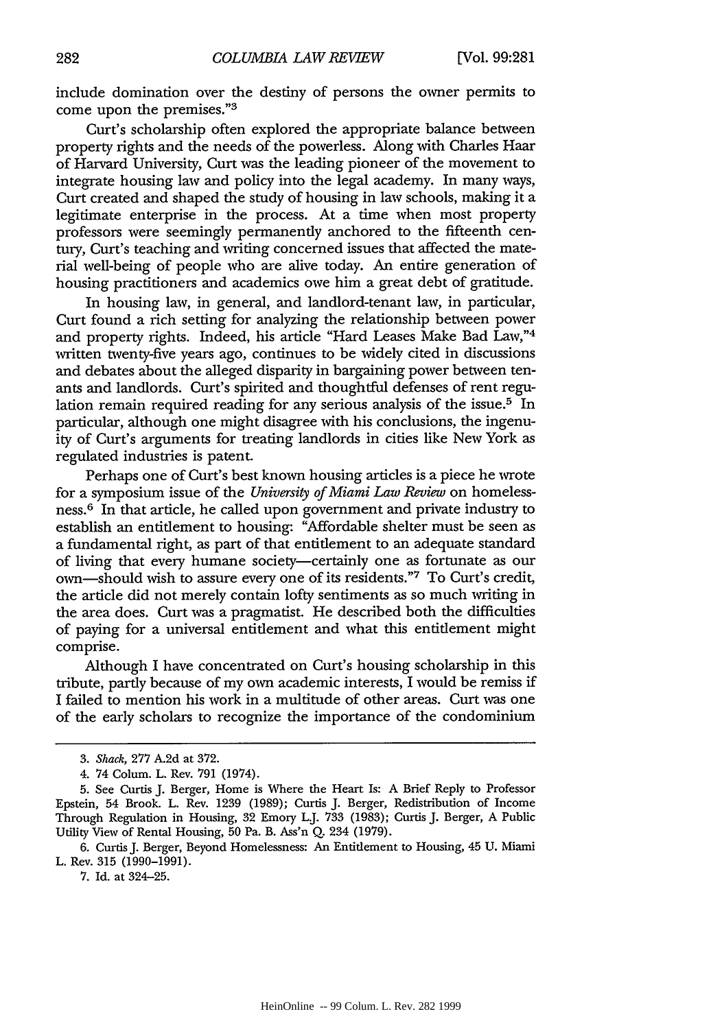include domination over the destiny of persons the owner permits to come upon the premises."[3]

Curt's scholarship often explored the appropriate balance between property rights and the needs of the powerless. Along with Charles Haar of Harvard University, Curt was the leading pioneer of the movement to integrate housing law and policy into the legal academy. In many ways, Curt created and shaped the study of housing in law schools, making it a legitimate enterprise in the process. At a time when most property professors were seemingly permanently anchored to the fifteenth century, Curt's teaching and writing concerned issues that affected the material well-being of people who are alive today. An entire generation of housing practitioners and academics owe him a great debt of gratitude.

In housing law, in general, and landlord-tenant law, in particular, Curt found a rich setting for analyzing the relationship between power and property rights. Indeed, his article "Hard Leases Make Bad Law,"[4] written twenty-five years ago, continues to be widely cited in discussions and debates about the alleged disparity in bargaining power between tenants and landlords. Curt's spirited and thoughtful defenses of rent regulation remain required reading for any serious analysis of the issue.[5] In particular, although one might disagree with his conclusions, the ingenuity of Curt's arguments for treating landlords in cities like New York as regulated industries is patent.

Perhaps one of Curt's best known housing articles is a piece he wrote for a symposium issue of the *University of Miami Law Review* on homelessness.[6] In that article, he called upon government and private industry to establish an entitlement to housing: "Affordable shelter must be seen as a fundamental right, as part of that entitlement to an adequate standard of living that every humane society—certainly one as fortunate as our own—should wish to assure every one of its residents."[7] To Curt's credit, the article did not merely contain lofty sentiments as so much writing in the area does. Curt was a pragmatist. He described both the difficulties of paying for a universal entitlement and what this entitlement might comprise.

Although I have concentrated on Curt's housing scholarship in this tribute, partly because of my own academic interests, I would be remiss if I failed to mention his work in a multitude of other areas. Curt was one of the early scholars to recognize the importance of the condominium

---

3. *Shack*, 277 A.2d at 372.

4. 74 Colum. L. Rev. 791 (1974).

5. See Curtis J. Berger, Home is Where the Heart Is: A Brief Reply to Professor Epstein, 54 Brook. L. Rev. 1239 (1989); Curtis J. Berger, Redistribution of Income Through Regulation in Housing, 32 Emory L.J. 733 (1983); Curtis J. Berger, A Public Utility View of Rental Housing, 50 Pa. B. Ass'n Q. 234 (1979).

6. Curtis J. Berger, Beyond Homelessness: An Entitlement to Housing, 45 U. Miami L. Rev. 315 (1990–1991).

7. Id. at 324–25.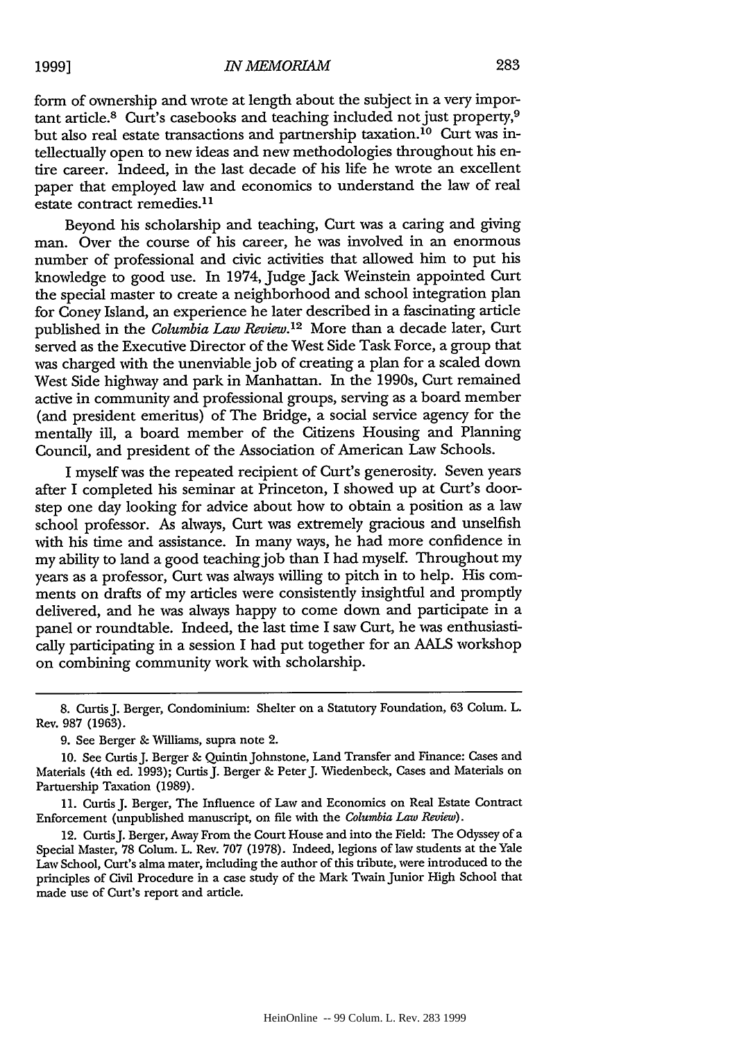form of ownership and wrote at length about the subject in a very important article.[8] Curt's casebooks and teaching included not just property,[9] but also real estate transactions and partnership taxation.[10] Curt was intellectually open to new ideas and new methodologies throughout his entire career. Indeed, in the last decade of his life he wrote an excellent paper that employed law and economics to understand the law of real estate contract remedies.[11]

Beyond his scholarship and teaching, Curt was a caring and giving man. Over the course of his career, he was involved in an enormous number of professional and civic activities that allowed him to put his knowledge to good use. In 1974, Judge Jack Weinstein appointed Curt the special master to create a neighborhood and school integration plan for Coney Island, an experience he later described in a fascinating article published in the *Columbia Law Review*.[12] More than a decade later, Curt served as the Executive Director of the West Side Task Force, a group that was charged with the unenviable job of creating a plan for a scaled down West Side highway and park in Manhattan. In the 1990s, Curt remained active in community and professional groups, serving as a board member (and president emeritus) of The Bridge, a social service agency for the mentally ill, a board member of the Citizens Housing and Planning Council, and president of the Association of American Law Schools.

I myself was the repeated recipient of Curt's generosity. Seven years after I completed his seminar at Princeton, I showed up at Curt's doorstep one day looking for advice about how to obtain a position as a law school professor. As always, Curt was extremely gracious and unselfish with his time and assistance. In many ways, he had more confidence in my ability to land a good teaching job than I had myself. Throughout my years as a professor, Curt was always willing to pitch in to help. His comments on drafts of my articles were consistently insightful and promptly delivered, and he was always happy to come down and participate in a panel or roundtable. Indeed, the last time I saw Curt, he was enthusiastically participating in a session I had put together for an AALS workshop on combining community work with scholarship.

---

8. Curtis J. Berger, Condominium: Shelter on a Statutory Foundation, 63 Colum. L. Rev. 987 (1963).

9. See Berger & Williams, supra note 2.

10. See Curtis J. Berger & Quintin Johnstone, Land Transfer and Finance: Cases and Materials (4th ed. 1993); Curtis J. Berger & Peter J. Wiedenbeck, Cases and Materials on Partnership Taxation (1989).

11. Curtis J. Berger, The Influence of Law and Economics on Real Estate Contract Enforcement (unpublished manuscript, on file with the *Columbia Law Review*).

12. Curtis J. Berger, Away From the Court House and into the Field: The Odyssey of a Special Master, 78 Colum. L. Rev. 707 (1978). Indeed, legions of law students at the Yale Law School, Curt's alma mater, including the author of this tribute, were introduced to the principles of Civil Procedure in a case study of the Mark Twain Junior High School that made use of Curt's report and article.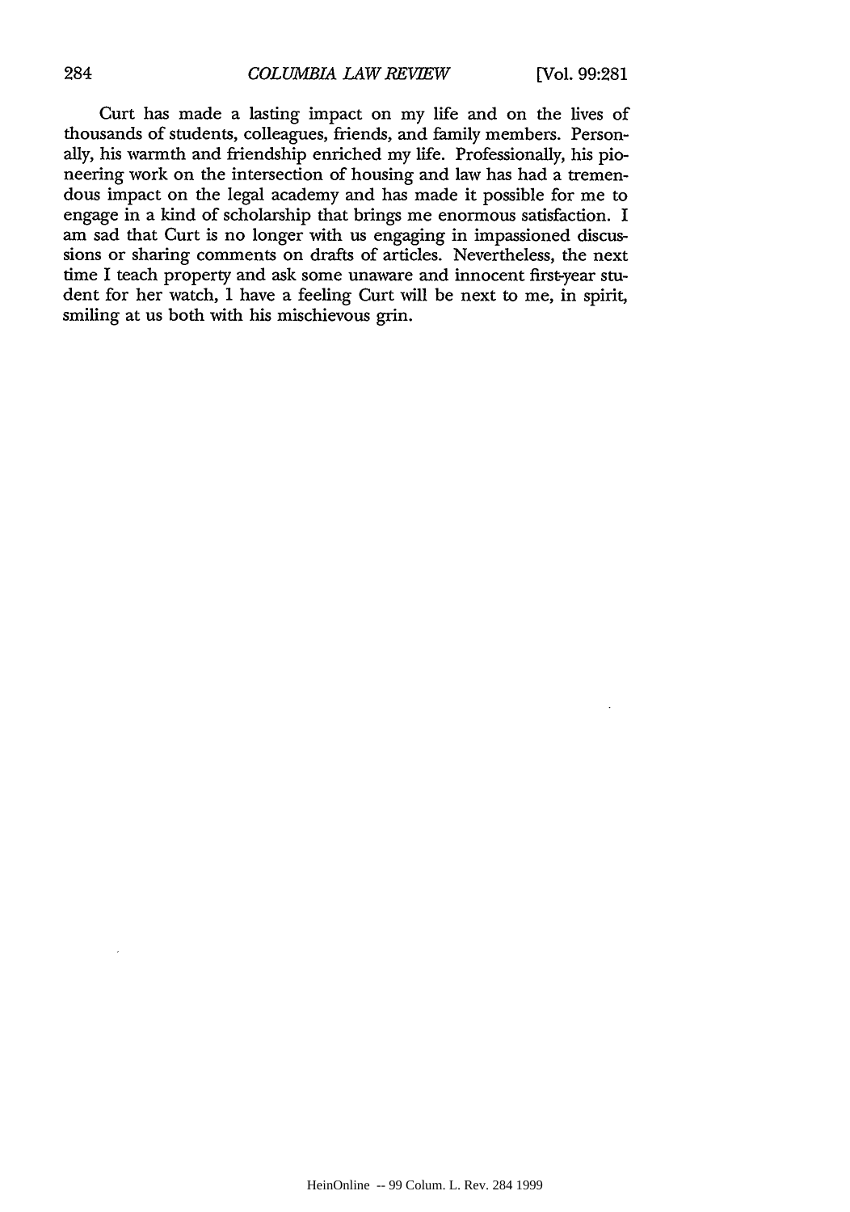Curt has made a lasting impact on my life and on the lives of thousands of students, colleagues, friends, and family members. Personally, his warmth and friendship enriched my life. Professionally, his pioneering work on the intersection of housing and law has had a tremendous impact on the legal academy and has made it possible for me to engage in a kind of scholarship that brings me enormous satisfaction. I am sad that Curt is no longer with us engaging in impassioned discussions or sharing comments on drafts of articles. Nevertheless, the next time I teach property and ask some unaware and innocent first-year student for her watch, I have a feeling Curt will be next to me, in spirit, smiling at us both with his mischievous grin.